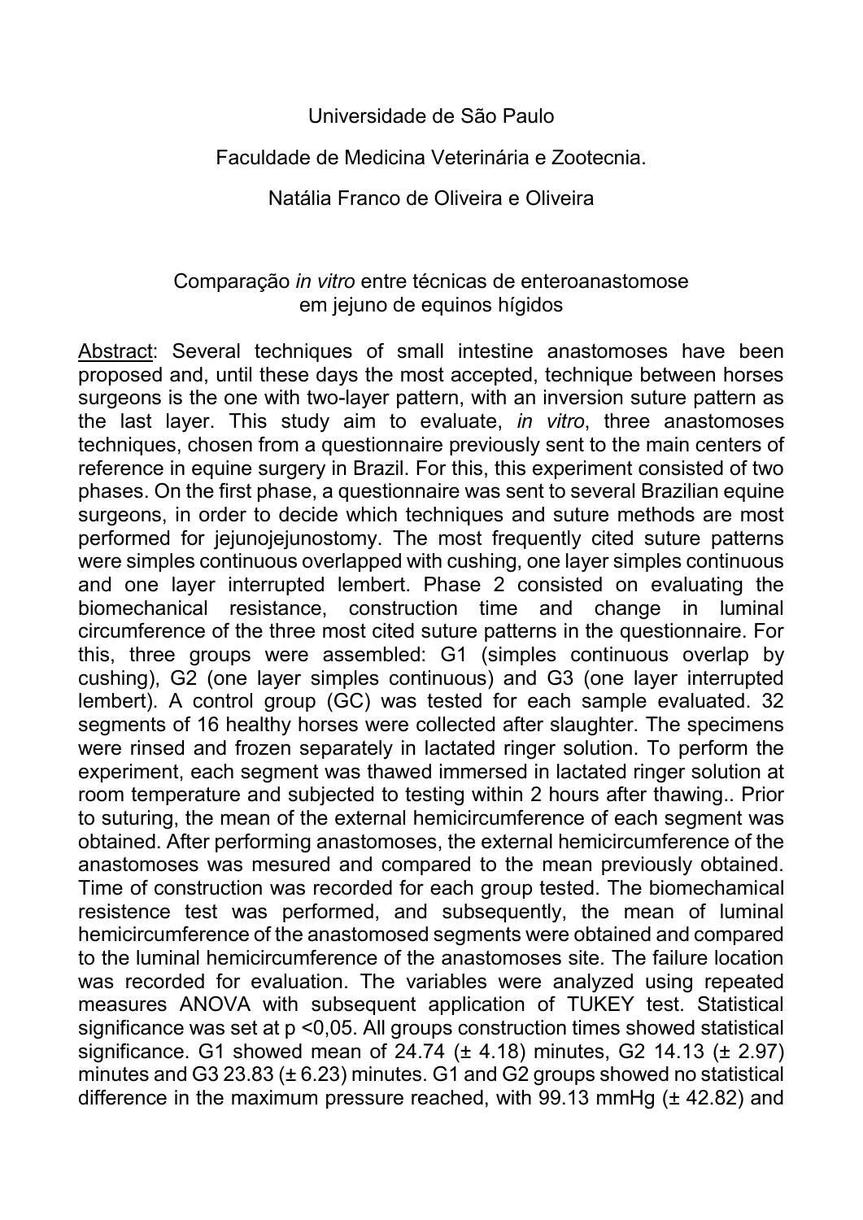Universidade de São Paulo

Faculdade de Medicina Veterinária e Zootecnia.

Natália Franco de Oliveira e Oliveira

Comparação *in vitro* entre técnicas de enteroanastomose em jejuno de equinos hígidos

Abstract: Several techniques of small intestine anastomoses have been proposed and, until these days the most accepted, technique between horses surgeons is the one with two-layer pattern, with an inversion suture pattern as the last layer. This study aim to evaluate, *in vitro*, three anastomoses techniques, chosen from a questionnaire previously sent to the main centers of reference in equine surgery in Brazil. For this, this experiment consisted of two phases. On the first phase, a questionnaire was sent to several Brazilian equine surgeons, in order to decide which techniques and suture methods are most performed for jejunojejunostomy. The most frequently cited suture patterns were simples continuous overlapped with cushing, one layer simples continuous and one layer interrupted lembert. Phase 2 consisted on evaluating the biomechanical resistance, construction time and change in luminal circumference of the three most cited suture patterns in the questionnaire. For this, three groups were assembled: G1 (simples continuous overlap by cushing), G2 (one layer simples continuous) and G3 (one layer interrupted lembert). A control group (GC) was tested for each sample evaluated. 32 segments of 16 healthy horses were collected after slaughter. The specimens were rinsed and frozen separately in lactated ringer solution. To perform the experiment, each segment was thawed immersed in lactated ringer solution at room temperature and subjected to testing within 2 hours after thawing.. Prior to suturing, the mean of the external hemicircumference of each segment was obtained. After performing anastomoses, the external hemicircumference of the anastomoses was mesured and compared to the mean previously obtained. Time of construction was recorded for each group tested. The biomechamical resistence test was performed, and subsequently, the mean of luminal hemicircumference of the anastomosed segments were obtained and compared to the luminal hemicircumference of the anastomoses site. The failure location was recorded for evaluation. The variables were analyzed using repeated measures ANOVA with subsequent application of TUKEY test. Statistical significance was set at $p < 0{,}05$. All groups construction times showed statistical significance. G1 showed mean of 24.74 (± 4.18) minutes, G2 14.13 (± 2.97) minutes and G3 23.83 (± 6.23) minutes. G1 and G2 groups showed no statistical difference in the maximum pressure reached, with 99.13 mmHg (± 42.82) and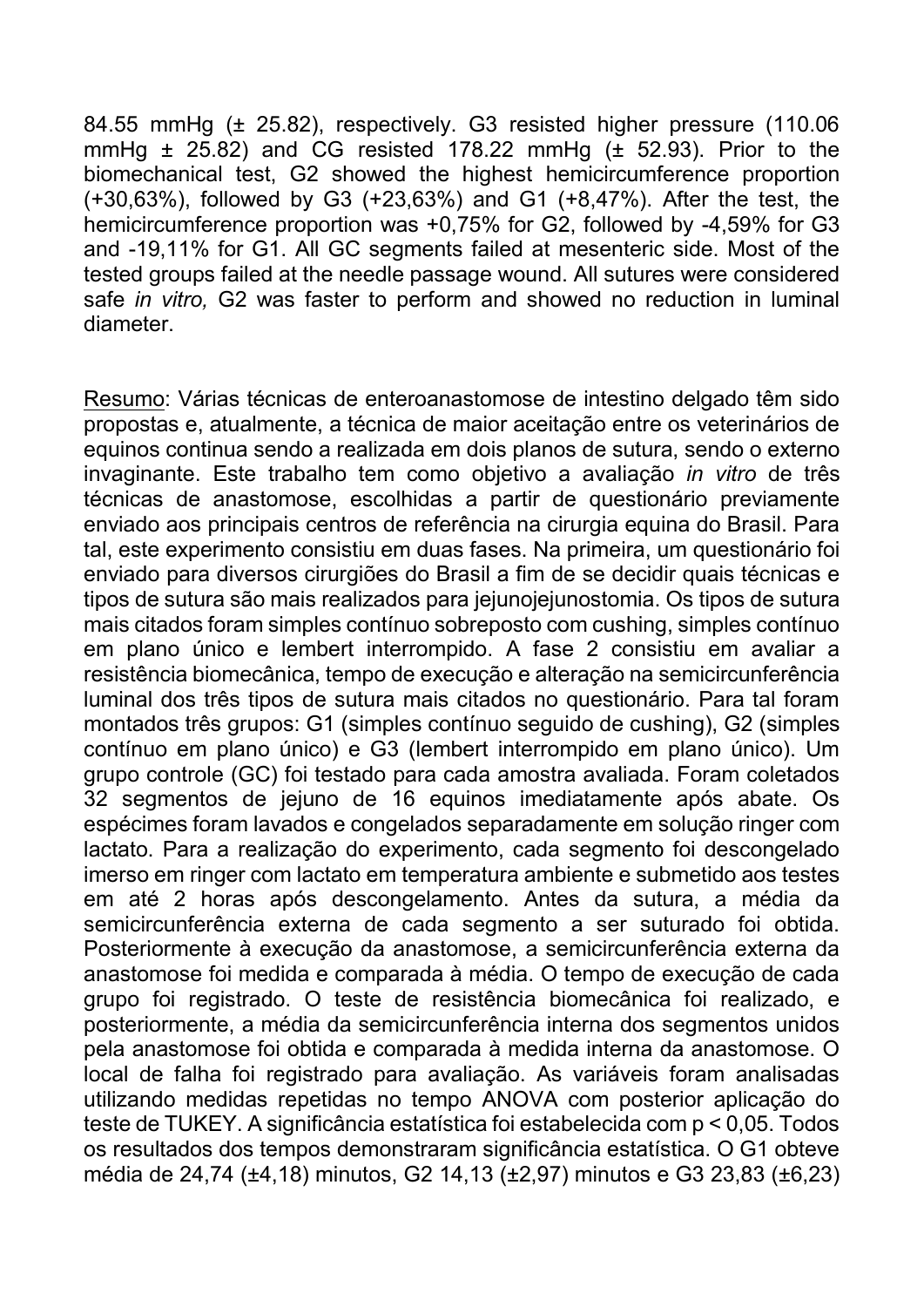84.55 mmHg (± 25.82), respectively. G3 resisted higher pressure (110.06 mmHg ± 25.82) and CG resisted 178.22 mmHg (± 52.93). Prior to the biomechanical test, G2 showed the highest hemicircumference proportion (+30,63%), followed by G3 (+23,63%) and G1 (+8,47%). After the test, the hemicircumference proportion was +0,75% for G2, followed by -4,59% for G3 and -19,11% for G1. All GC segments failed at mesenteric side. Most of the tested groups failed at the needle passage wound. All sutures were considered safe *in vitro,* G2 was faster to perform and showed no reduction in luminal diameter.

Resumo: Várias técnicas de enteroanastomose de intestino delgado têm sido propostas e, atualmente, a técnica de maior aceitação entre os veterinários de equinos continua sendo a realizada em dois planos de sutura, sendo o externo invaginante. Este trabalho tem como objetivo a avaliação *in vitro* de três técnicas de anastomose, escolhidas a partir de questionário previamente enviado aos principais centros de referência na cirurgia equina do Brasil. Para tal, este experimento consistiu em duas fases. Na primeira, um questionário foi enviado para diversos cirurgiões do Brasil a fim de se decidir quais técnicas e tipos de sutura são mais realizados para jejunojejunostomia. Os tipos de sutura mais citados foram simples contínuo sobreposto com cushing, simples contínuo em plano único e lembert interrompido. A fase 2 consistiu em avaliar a resistência biomecânica, tempo de execução e alteração na semicircunferência luminal dos três tipos de sutura mais citados no questionário. Para tal foram montados três grupos: G1 (simples contínuo seguido de cushing), G2 (simples contínuo em plano único) e G3 (lembert interrompido em plano único). Um grupo controle (GC) foi testado para cada amostra avaliada. Foram coletados 32 segmentos de jejuno de 16 equinos imediatamente após abate. Os espécimes foram lavados e congelados separadamente em solução ringer com lactato. Para a realização do experimento, cada segmento foi descongelado imerso em ringer com lactato em temperatura ambiente e submetido aos testes em até 2 horas após descongelamento. Antes da sutura, a média da semicircunferência externa de cada segmento a ser suturado foi obtida. Posteriormente à execução da anastomose, a semicircunferência externa da anastomose foi medida e comparada à média. O tempo de execução de cada grupo foi registrado. O teste de resistência biomecânica foi realizado, e posteriormente, a média da semicircunferência interna dos segmentos unidos pela anastomose foi obtida e comparada à medida interna da anastomose. O local de falha foi registrado para avaliação. As variáveis foram analisadas utilizando medidas repetidas no tempo ANOVA com posterior aplicação do teste de TUKEY. A significância estatística foi estabelecida com $p < 0,05$. Todos os resultados dos tempos demonstraram significância estatística. O G1 obteve média de 24,74 (±4,18) minutos, G2 14,13 (±2,97) minutos e G3 23,83 (±6,23)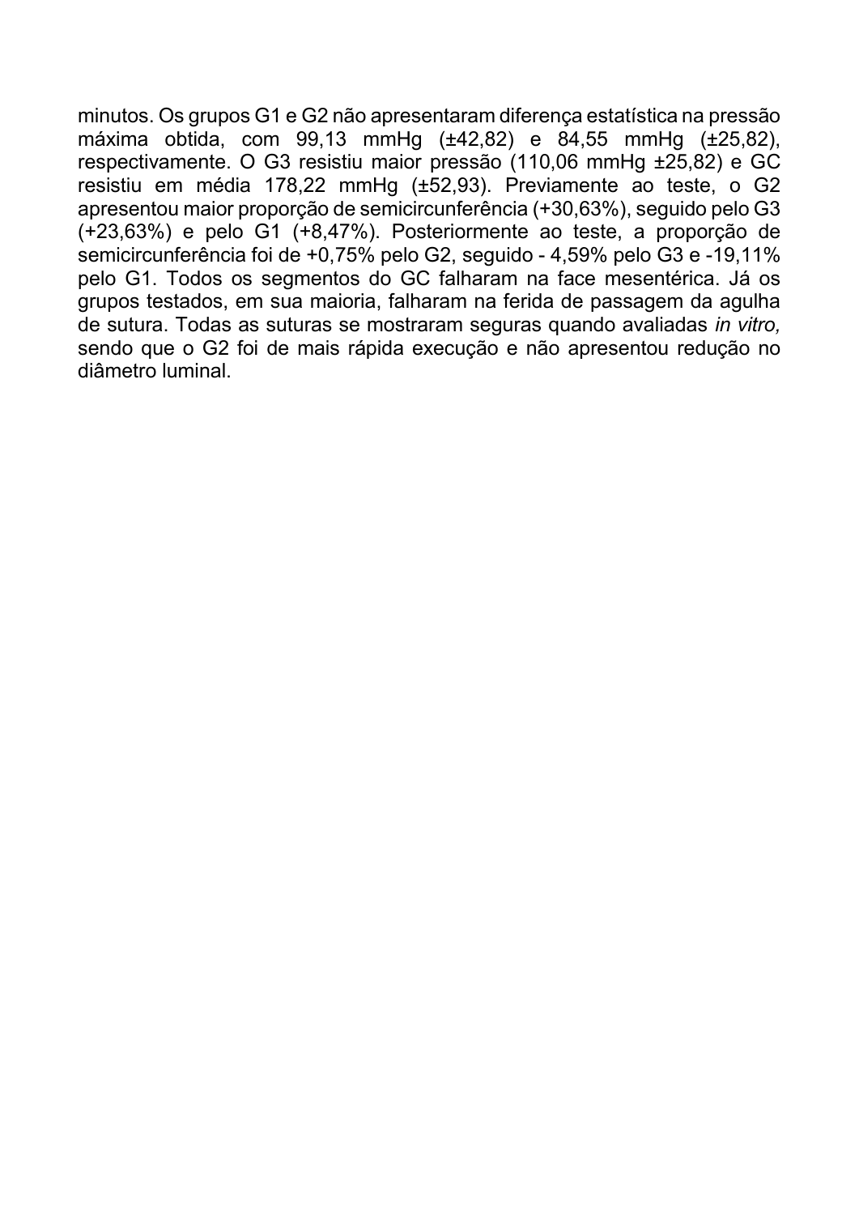minutos. Os grupos G1 e G2 não apresentaram diferença estatística na pressão máxima obtida, com 99,13 mmHg (±42,82) e 84,55 mmHg (±25,82), respectivamente. O G3 resistiu maior pressão (110,06 mmHg ±25,82) e GC resistiu em média 178,22 mmHg (±52,93). Previamente ao teste, o G2 apresentou maior proporção de semicircunferência (+30,63%), seguido pelo G3 (+23,63%) e pelo G1 (+8,47%). Posteriormente ao teste, a proporção de semicircunferência foi de +0,75% pelo G2, seguido - 4,59% pelo G3 e -19,11% pelo G1. Todos os segmentos do GC falharam na face mesentérica. Já os grupos testados, em sua maioria, falharam na ferida de passagem da agulha de sutura. Todas as suturas se mostraram seguras quando avaliadas *in vitro,* sendo que o G2 foi de mais rápida execução e não apresentou redução no diâmetro luminal.